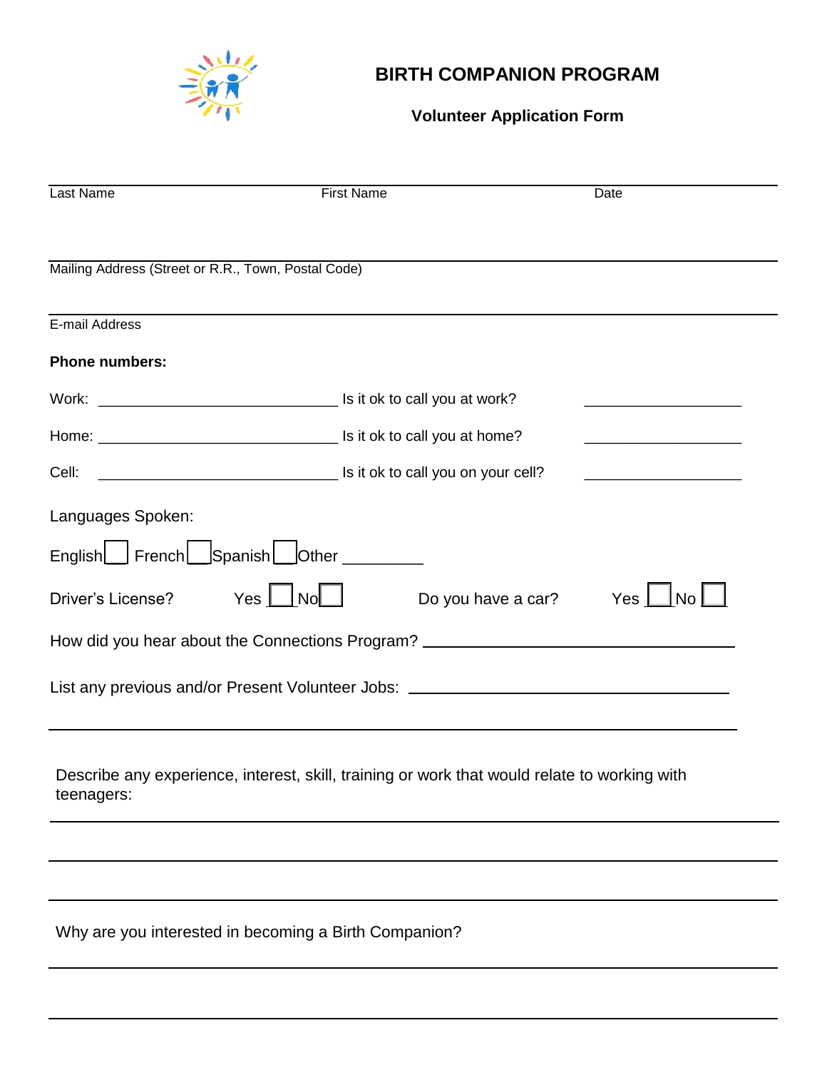# BIRTH COMPANION PROGRAM

## Volunteer Application Form

Last Name First Name Date

Mailing Address (Street or R.R., Town, Postal Code)

E-mail Address

**Phone numbers:**

Work: ______________________________ Is it ok to call you at work? ____________________

Home: ______________________________ Is it ok to call you at home? ____________________

Cell: ______________________________ Is it ok to call you on your cell? ____________________

Languages Spoken:

English ☐ French ☐ Spanish ☐ Other _________

Driver's License? Yes ☐ No ☐ Do you have a car? Yes ☐ No ☐

How did you hear about the Connections Program? ________________________________________

List any previous and/or Present Volunteer Jobs: ________________________________________

________________________________________________________________________________

Describe any experience, interest, skill, training or work that would relate to working with teenagers:

________________________________________________________________________________

________________________________________________________________________________

________________________________________________________________________________

Why are you interested in becoming a Birth Companion?

________________________________________________________________________________

________________________________________________________________________________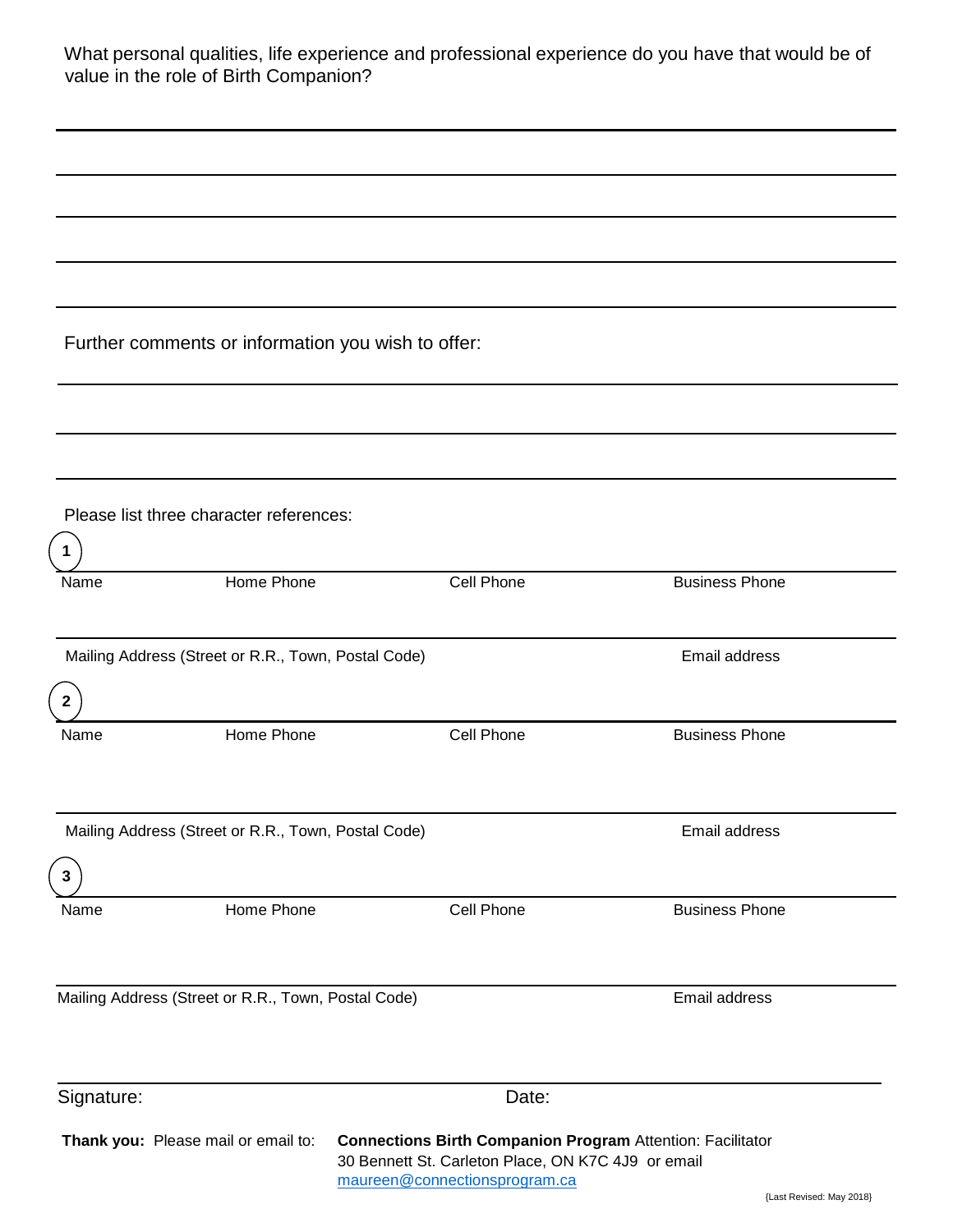What personal qualities, life experience and professional experience do you have that would be of value in the role of Birth Companion?

Further comments or information you wish to offer:

Please list three character references:

1

| Name | Home Phone | Cell Phone | Business Phone |
|---|---|---|---|

| Mailing Address (Street or R.R., Town, Postal Code) | Email address |
|---|---|

2

| Name | Home Phone | Cell Phone | Business Phone |
|---|---|---|---|

| Mailing Address (Street or R.R., Town, Postal Code) | Email address |
|---|---|

3

| Name | Home Phone | Cell Phone | Business Phone |
|---|---|---|---|

| Mailing Address (Street or R.R., Town, Postal Code) | Email address |
|---|---|

Signature: Date:

**Thank you:** Please mail or email to: **Connections Birth Companion Program** Attention: Facilitator
30 Bennett St. Carleton Place, ON K7C 4J9 or email
maureen@connectionsprogram.ca

{Last Revised: May 2018}